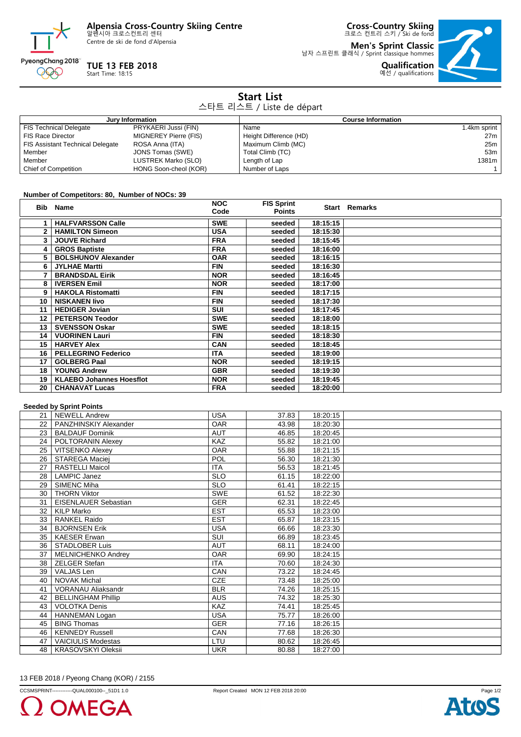**Alpensia Cross-Country Skiing Centre**
알펜시아 크로스컨트리 센터
Centre de ski de fond d'Alpensia

**TUE 13 FEB 2018**
Start Time: 18:15

**Cross-Country Skiing**
크로스 컨트리 스키 / Ski de fond

**Men's Sprint Classic**
남자 스프린트 클래식 / Sprint classique hommes

**Qualification**
예선 / qualifications

# Start List
스타트 리스트 / Liste de départ

| Jury Information | | Course Information | |
|---|---|---|---|
| FIS Technical Delegate | PRYKAERI Jussi (FIN) | Name | 1.4km sprint |
| FIS Race Director | MIGNEREY Pierre (FIS) | Height Difference (HD) | 27m |
| FIS Assistant Technical Delegate | ROSA Anna (ITA) | Maximum Climb (MC) | 25m |
| Member | JONS Tomas (SWE) | Total Climb (TC) | 53m |
| Member | LUSTREK Marko (SLO) | Length of Lap | 1381m |
| Chief of Competition | HONG Soon-cheol (KOR) | Number of Laps | 1 |

**Number of Competitors: 80, Number of NOCs: 39**

| Bib | Name | NOC Code | FIS Sprint Points | Start | Remarks |
|---|---|---|---|---|---|
| 1 | **HALFVARSSON Calle** | **SWE** | **seeded** | **18:15:15** | |
| 2 | **HAMILTON Simeon** | **USA** | **seeded** | **18:15:30** | |
| 3 | **JOUVE Richard** | **FRA** | **seeded** | **18:15:45** | |
| 4 | **GROS Baptiste** | **FRA** | **seeded** | **18:16:00** | |
| 5 | **BOLSHUNOV Alexander** | **OAR** | **seeded** | **18:16:15** | |
| 6 | **JYLHAE Martti** | **FIN** | **seeded** | **18:16:30** | |
| 7 | **BRANDSDAL Eirik** | **NOR** | **seeded** | **18:16:45** | |
| 8 | **IVERSEN Emil** | **NOR** | **seeded** | **18:17:00** | |
| 9 | **HAKOLA Ristomatti** | **FIN** | **seeded** | **18:17:15** | |
| 10 | **NISKANEN Iivo** | **FIN** | **seeded** | **18:17:30** | |
| 11 | **HEDIGER Jovian** | **SUI** | **seeded** | **18:17:45** | |
| 12 | **PETERSON Teodor** | **SWE** | **seeded** | **18:18:00** | |
| 13 | **SVENSSON Oskar** | **SWE** | **seeded** | **18:18:15** | |
| 14 | **VUORINEN Lauri** | **FIN** | **seeded** | **18:18:30** | |
| 15 | **HARVEY Alex** | **CAN** | **seeded** | **18:18:45** | |
| 16 | **PELLEGRINO Federico** | **ITA** | **seeded** | **18:19:00** | |
| 17 | **GOLBERG Paal** | **NOR** | **seeded** | **18:19:15** | |
| 18 | **YOUNG Andrew** | **GBR** | **seeded** | **18:19:30** | |
| 19 | **KLAEBO Johannes Hoesflot** | **NOR** | **seeded** | **18:19:45** | |
| 20 | **CHANAVAT Lucas** | **FRA** | **seeded** | **18:20:00** | |

**Seeded by Sprint Points**

| Bib | Name | NOC Code | FIS Sprint Points | Start | Remarks |
|---|---|---|---|---|---|
| 21 | NEWELL Andrew | USA | 37.83 | 18:20:15 | |
| 22 | PANZHINSKIY Alexander | OAR | 43.98 | 18:20:30 | |
| 23 | BALDAUF Dominik | AUT | 46.85 | 18:20:45 | |
| 24 | POLTORANIN Alexey | KAZ | 55.82 | 18:21:00 | |
| 25 | VITSENKO Alexey | OAR | 55.88 | 18:21:15 | |
| 26 | STAREGA Maciej | POL | 56.30 | 18:21:30 | |
| 27 | RASTELLI Maicol | ITA | 56.53 | 18:21:45 | |
| 28 | LAMPIC Janez | SLO | 61.15 | 18:22:00 | |
| 29 | SIMENC Miha | SLO | 61.41 | 18:22:15 | |
| 30 | THORN Viktor | SWE | 61.52 | 18:22:30 | |
| 31 | EISENLAUER Sebastian | GER | 62.31 | 18:22:45 | |
| 32 | KILP Marko | EST | 65.53 | 18:23:00 | |
| 33 | RANKEL Raido | EST | 65.87 | 18:23:15 | |
| 34 | BJORNSEN Erik | USA | 66.66 | 18:23:30 | |
| 35 | KAESER Erwan | SUI | 66.89 | 18:23:45 | |
| 36 | STADLOBER Luis | AUT | 68.11 | 18:24:00 | |
| 37 | MELNICHENKO Andrey | OAR | 69.90 | 18:24:15 | |
| 38 | ZELGER Stefan | ITA | 70.60 | 18:24:30 | |
| 39 | VALJAS Len | CAN | 73.22 | 18:24:45 | |
| 40 | NOVAK Michal | CZE | 73.48 | 18:25:00 | |
| 41 | VORANAU Aliaksandr | BLR | 74.26 | 18:25:15 | |
| 42 | BELLINGHAM Phillip | AUS | 74.32 | 18:25:30 | |
| 43 | VOLOTKA Denis | KAZ | 74.41 | 18:25:45 | |
| 44 | HANNEMAN Logan | USA | 75.77 | 18:26:00 | |
| 45 | BING Thomas | GER | 77.16 | 18:26:15 | |
| 46 | KENNEDY Russell | CAN | 77.68 | 18:26:30 | |
| 47 | VAICIULIS Modestas | LTU | 80.62 | 18:26:45 | |
| 48 | KRASOVSKYI Oleksii | UKR | 80.88 | 18:27:00 | |

13 FEB 2018 / Pyeong Chang (KOR) / 2155

CCSMSPRINT------------QUAL000100--_51D1 1.0 Report Created MON 12 FEB 2018 20:00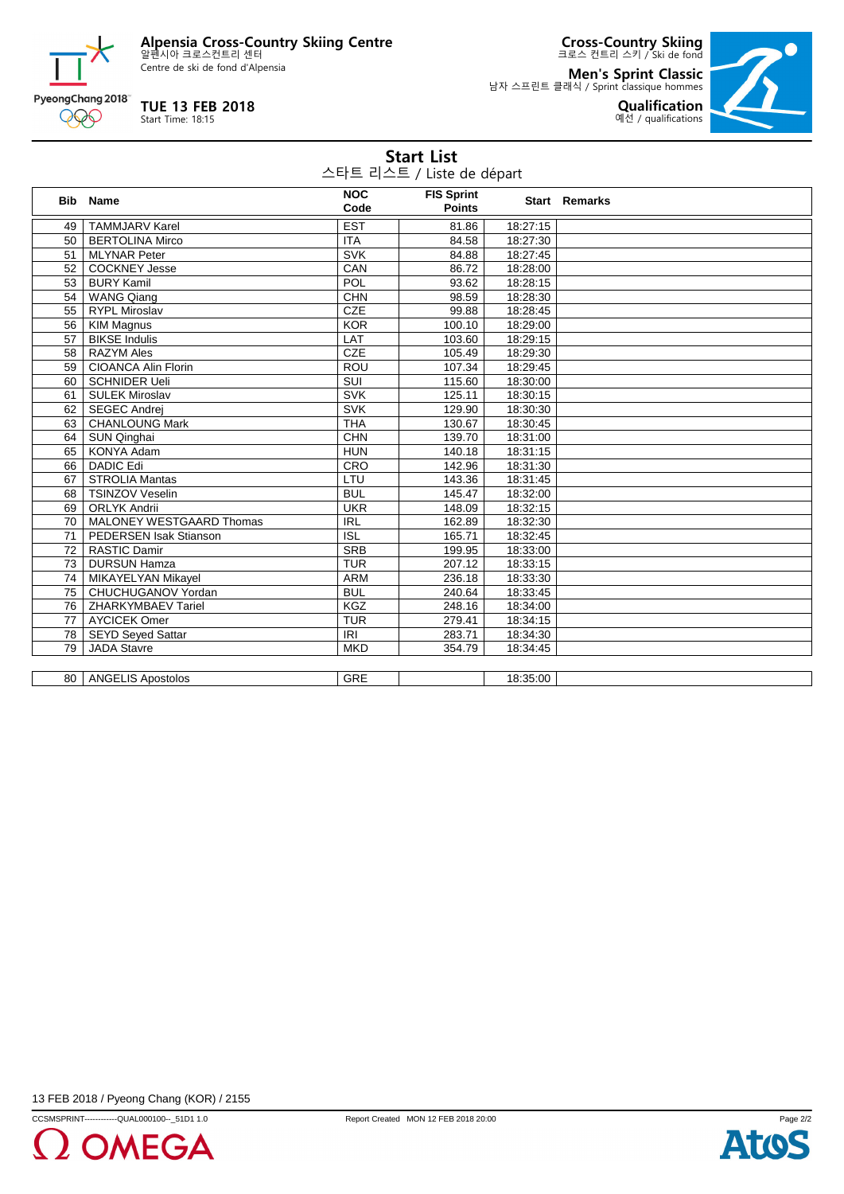Alpensia Cross-Country Skiing Centre
알펜시아 크로스컨트리 센터
Centre de ski de fond d'Alpensia

**TUE 13 FEB 2018**
Start Time: 18:15

**Cross-Country Skiing**
크로스 컨트리 스키 / Ski de fond

**Men's Sprint Classic**
남자 스프린트 클래식 / Sprint classique hommes

**Qualification**
예선 / qualifications

# Start List
스타트 리스트 / Liste de départ

| Bib | Name | NOC Code | FIS Sprint Points | Start | Remarks |
|---|---|---|---|---|---|
| 49 | TAMMJARV Karel | EST | 81.86 | 18:27:15 | |
| 50 | BERTOLINA Mirco | ITA | 84.58 | 18:27:30 | |
| 51 | MLYNAR Peter | SVK | 84.88 | 18:27:45 | |
| 52 | COCKNEY Jesse | CAN | 86.72 | 18:28:00 | |
| 53 | BURY Kamil | POL | 93.62 | 18:28:15 | |
| 54 | WANG Qiang | CHN | 98.59 | 18:28:30 | |
| 55 | RYPL Miroslav | CZE | 99.88 | 18:28:45 | |
| 56 | KIM Magnus | KOR | 100.10 | 18:29:00 | |
| 57 | BIKSE Indulis | LAT | 103.60 | 18:29:15 | |
| 58 | RAZYM Ales | CZE | 105.49 | 18:29:30 | |
| 59 | CIOANCA Alin Florin | ROU | 107.34 | 18:29:45 | |
| 60 | SCHNIDER Ueli | SUI | 115.60 | 18:30:00 | |
| 61 | SULEK Miroslav | SVK | 125.11 | 18:30:15 | |
| 62 | SEGEC Andrej | SVK | 129.90 | 18:30:30 | |
| 63 | CHANLOUNG Mark | THA | 130.67 | 18:30:45 | |
| 64 | SUN Qinghai | CHN | 139.70 | 18:31:00 | |
| 65 | KONYA Adam | HUN | 140.18 | 18:31:15 | |
| 66 | DADIC Edi | CRO | 142.96 | 18:31:30 | |
| 67 | STROLIA Mantas | LTU | 143.36 | 18:31:45 | |
| 68 | TSINZOV Veselin | BUL | 145.47 | 18:32:00 | |
| 69 | ORLYK Andrii | UKR | 148.09 | 18:32:15 | |
| 70 | MALONEY WESTGAARD Thomas | IRL | 162.89 | 18:32:30 | |
| 71 | PEDERSEN Isak Stianson | ISL | 165.71 | 18:32:45 | |
| 72 | RASTIC Damir | SRB | 199.95 | 18:33:00 | |
| 73 | DURSUN Hamza | TUR | 207.12 | 18:33:15 | |
| 74 | MIKAYELYAN Mikayel | ARM | 236.18 | 18:33:30 | |
| 75 | CHUCHUGANOV Yordan | BUL | 240.64 | 18:33:45 | |
| 76 | ZHARKYMBAEV Tariel | KGZ | 248.16 | 18:34:00 | |
| 77 | AYCICEK Omer | TUR | 279.41 | 18:34:15 | |
| 78 | SEYD Seyed Sattar | IRI | 283.71 | 18:34:30 | |
| 79 | JADA Stavre | MKD | 354.79 | 18:34:45 | |
| 80 | ANGELIS Apostolos | GRE | | 18:35:00 | |

13 FEB 2018 / Pyeong Chang (KOR) / 2155

CCSMSPRINT------------QUAL000100--_51D1 1.0 Report Created MON 12 FEB 2018 20:00